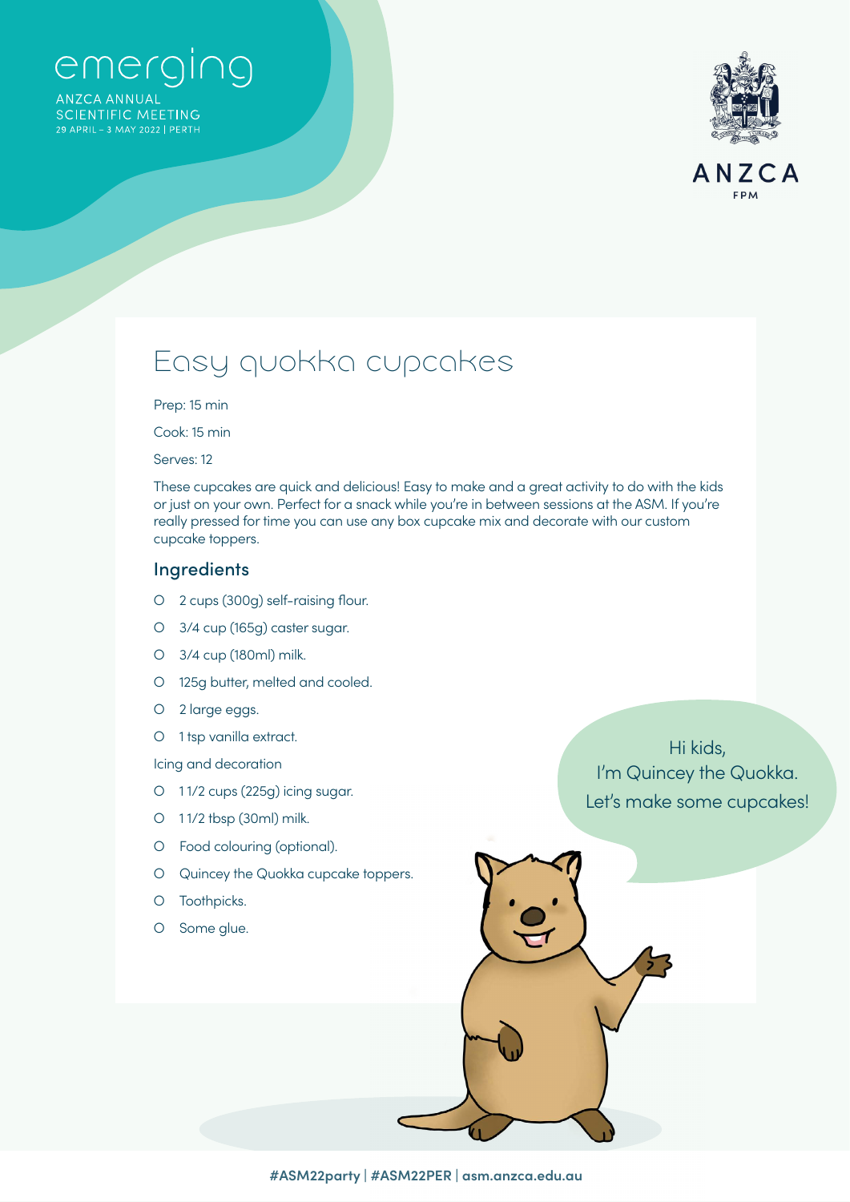emerging

ANZCA ANNUAL SCIENTIFIC MEETING
29 APRIL – 3 MAY 2022 | PERTH

ANZCA
FPM

# Easy quokka cupcakes

Prep: 15 min

Cook: 15 min

Serves: 12

These cupcakes are quick and delicious! Easy to make and a great activity to do with the kids or just on your own. Perfect for a snack while you're in between sessions at the ASM. If you're really pressed for time you can use any box cupcake mix and decorate with our custom cupcake toppers.

## Ingredients

- 2 cups (300g) self-raising flour.
- 3/4 cup (165g) caster sugar.
- 3/4 cup (180ml) milk.
- 125g butter, melted and cooled.
- 2 large eggs.
- 1 tsp vanilla extract.

Icing and decoration

- 1 1/2 cups (225g) icing sugar.
- 1 1/2 tbsp (30ml) milk.
- Food colouring (optional).
- Quincey the Quokka cupcake toppers.
- Toothpicks.
- Some glue.

Hi kids,
I'm Quincey the Quokka.
Let's make some cupcakes!

#ASM22party | #ASM22PER | asm.anzca.edu.au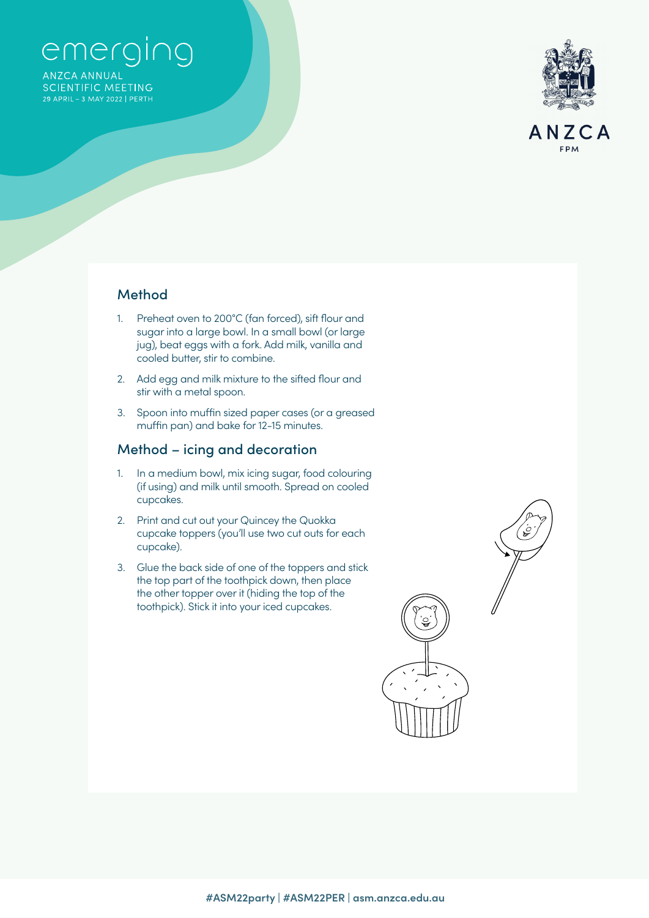## Method

1. Preheat oven to 200°C (fan forced), sift flour and sugar into a large bowl. In a small bowl (or large jug), beat eggs with a fork. Add milk, vanilla and cooled butter, stir to combine.
2. Add egg and milk mixture to the sifted flour and stir with a metal spoon.
3. Spoon into muffin sized paper cases (or a greased muffin pan) and bake for 12–15 minutes.

## Method – icing and decoration

1. In a medium bowl, mix icing sugar, food colouring (if using) and milk until smooth. Spread on cooled cupcakes.
2. Print and cut out your Quincey the Quokka cupcake toppers (you'll use two cut outs for each cupcake).
3. Glue the back side of one of the toppers and stick the top part of the toothpick down, then place the other topper over it (hiding the top of the toothpick). Stick it into your iced cupcakes.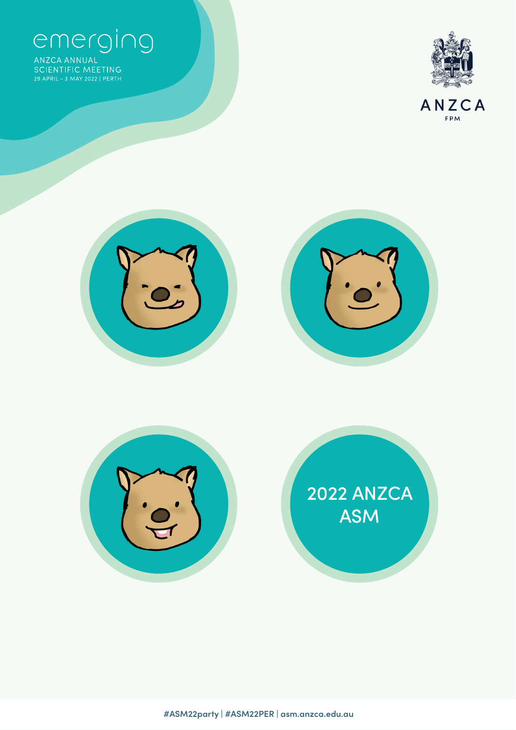emerging

ANZCA ANNUAL SCIENTIFIC MEETING
29 APRIL – 3 MAY 2022 | PERTH

ANZCA
FPM

2022 ANZCA ASM

#ASM22party | #ASM22PER | asm.anzca.edu.au